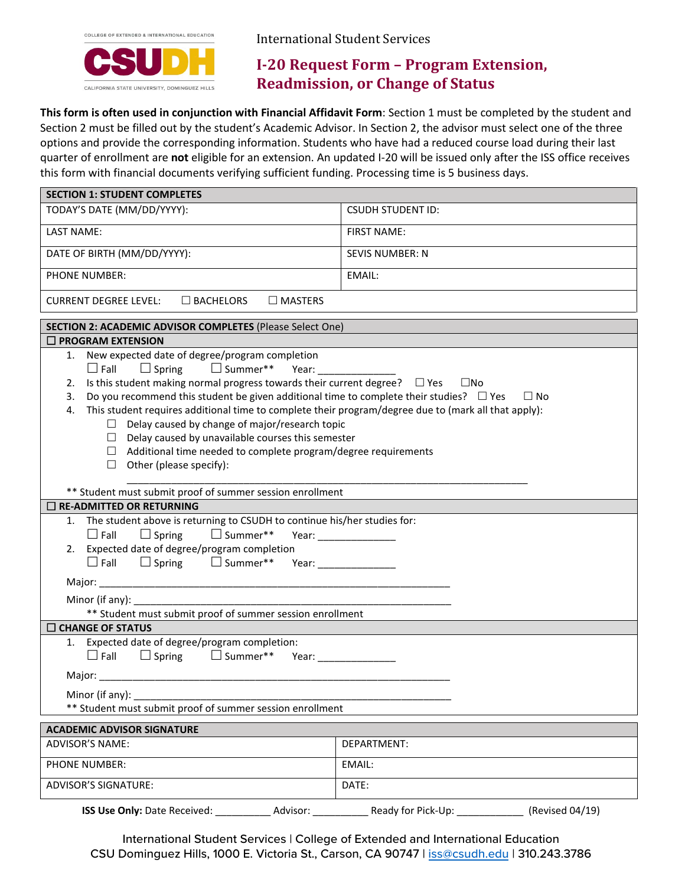COLLEGE OF EXTENDED & INTERNATIONAL EDUCATION

**CSUDH**

CALIFORNIA STATE UNIVERSITY, DOMINGUEZ HILLS

International Student Services

# I-20 Request Form – Program Extension, Readmission, or Change of Status

**This form is often used in conjunction with Financial Affidavit Form**: Section 1 must be completed by the student and Section 2 must be filled out by the student's Academic Advisor. In Section 2, the advisor must select one of the three options and provide the corresponding information. Students who have had a reduced course load during their last quarter of enrollment are **not** eligible for an extension. An updated I-20 will be issued only after the ISS office receives this form with financial documents verifying sufficient funding. Processing time is 5 business days.

| **SECTION 1: STUDENT COMPLETES** | |
|---|---|
| TODAY'S DATE (MM/DD/YYYY): | CSUDH STUDENT ID: |
| LAST NAME: | FIRST NAME: |
| DATE OF BIRTH (MM/DD/YYYY): | SEVIS NUMBER: N |
| PHONE NUMBER: | EMAIL: |
| CURRENT DEGREE LEVEL: ☐ BACHELORS ☐ MASTERS | |

**SECTION 2: ACADEMIC ADVISOR COMPLETES** (Please Select One)

**☐ PROGRAM EXTENSION**

1. New expected date of degree/program completion
   ☐ Fall ☐ Spring ☐ Summer** Year: ______________
2. Is this student making normal progress towards their current degree? ☐ Yes ☐No
3. Do you recommend this student be given additional time to complete their studies? ☐ Yes ☐ No
4. This student requires additional time to complete their program/degree due to (mark all that apply):
   - ☐ Delay caused by change of major/research topic
   - ☐ Delay caused by unavailable courses this semester
   - ☐ Additional time needed to complete program/degree requirements
   - ☐ Other (please specify):

     ______________________________________________________________________________

** Student must submit proof of summer session enrollment

**☐ RE-ADMITTED OR RETURNING**

1. The student above is returning to CSUDH to continue his/her studies for:
   ☐ Fall ☐ Spring ☐ Summer** Year: ______________
2. Expected date of degree/program completion
   ☐ Fall ☐ Spring ☐ Summer** Year: ______________

Major: ______________________________________________________________

Minor (if any): ________________________________________________________

** Student must submit proof of summer session enrollment

**☐ CHANGE OF STATUS**

1. Expected date of degree/program completion:
   ☐ Fall ☐ Spring ☐ Summer** Year: ______________

Major: ______________________________________________________________

Minor (if any): ________________________________________________________

** Student must submit proof of summer session enrollment

| **ACADEMIC ADVISOR SIGNATURE** | |
|---|---|
| ADVISOR'S NAME: | DEPARTMENT: |
| PHONE NUMBER: | EMAIL: |
| ADVISOR'S SIGNATURE: | DATE: |

**ISS Use Only:** Date Received: __________ Advisor: __________ Ready for Pick-Up: ____________ (Revised 04/19)

International Student Services | College of Extended and International Education
CSU Dominguez Hills, 1000 E. Victoria St., Carson, CA 90747 | iss@csudh.edu | 310.243.3786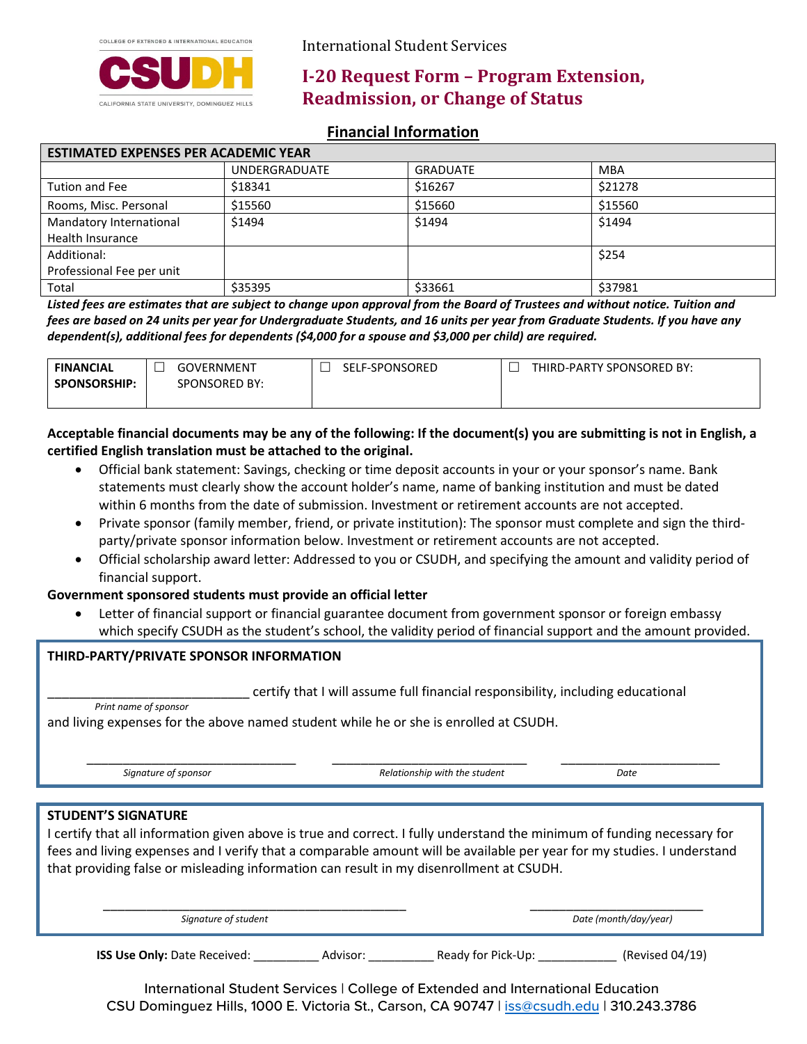International Student Services

# I-20 Request Form – Program Extension, Readmission, or Change of Status

## Financial Information

| ESTIMATED EXPENSES PER ACADEMIC YEAR | | | |
|---|---|---|---|
| | UNDERGRADUATE | GRADUATE | MBA |
| Tution and Fee | $18341 | $16267 | $21278 |
| Rooms, Misc. Personal | $15560 | $15660 | $15560 |
| Mandatory International Health Insurance | $1494 | $1494 | $1494 |
| Additional: Professional Fee per unit | | | $254 |
| Total | $35395 | $33661 | $37981 |

***Listed fees are estimates that are subject to change upon approval from the Board of Trustees and without notice. Tuition and fees are based on 24 units per year for Undergraduate Students, and 16 units per year from Graduate Students. If you have any dependent(s), additional fees for dependents ($4,000 for a spouse and $3,000 per child) are required.***

| | | | |
|---|---|---|---|
| **FINANCIAL SPONSORSHIP:** | ☐ GOVERNMENT SPONSORED BY: | ☐ SELF-SPONSORED | ☐ THIRD-PARTY SPONSORED BY: |

**Acceptable financial documents may be any of the following: If the document(s) you are submitting is not in English, a certified English translation must be attached to the original.**

- Official bank statement: Savings, checking or time deposit accounts in your or your sponsor's name. Bank statements must clearly show the account holder's name, name of banking institution and must be dated within 6 months from the date of submission. Investment or retirement accounts are not accepted.
- Private sponsor (family member, friend, or private institution): The sponsor must complete and sign the third-party/private sponsor information below. Investment or retirement accounts are not accepted.
- Official scholarship award letter: Addressed to you or CSUDH, and specifying the amount and validity period of financial support.

**Government sponsored students must provide an official letter**

- Letter of financial support or financial guarantee document from government sponsor or foreign embassy which specify CSUDH as the student's school, the validity period of financial support and the amount provided.

**THIRD-PARTY/PRIVATE SPONSOR INFORMATION**

_____________________________ certify that I will assume full financial responsibility, including educational
*Print name of sponsor*
and living expenses for the above named student while he or she is enrolled at CSUDH.

_______________________________ _______________________________ _________________________
*Signature of sponsor* *Relationship with the student* *Date*

**STUDENT'S SIGNATURE**

I certify that all information given above is true and correct. I fully understand the minimum of funding necessary for fees and living expenses and I verify that a comparable amount will be available per year for my studies. I understand that providing false or misleading information can result in my disenrollment at CSUDH.

_____________________________________________ ___________________________
*Signature of student* *Date (month/day/year)*

**ISS Use Only:** Date Received: __________ Advisor: __________ Ready for Pick-Up: ____________ (Revised 04/19)

International Student Services | College of Extended and International Education
CSU Dominguez Hills, 1000 E. Victoria St., Carson, CA 90747 | iss@csudh.edu | 310.243.3786